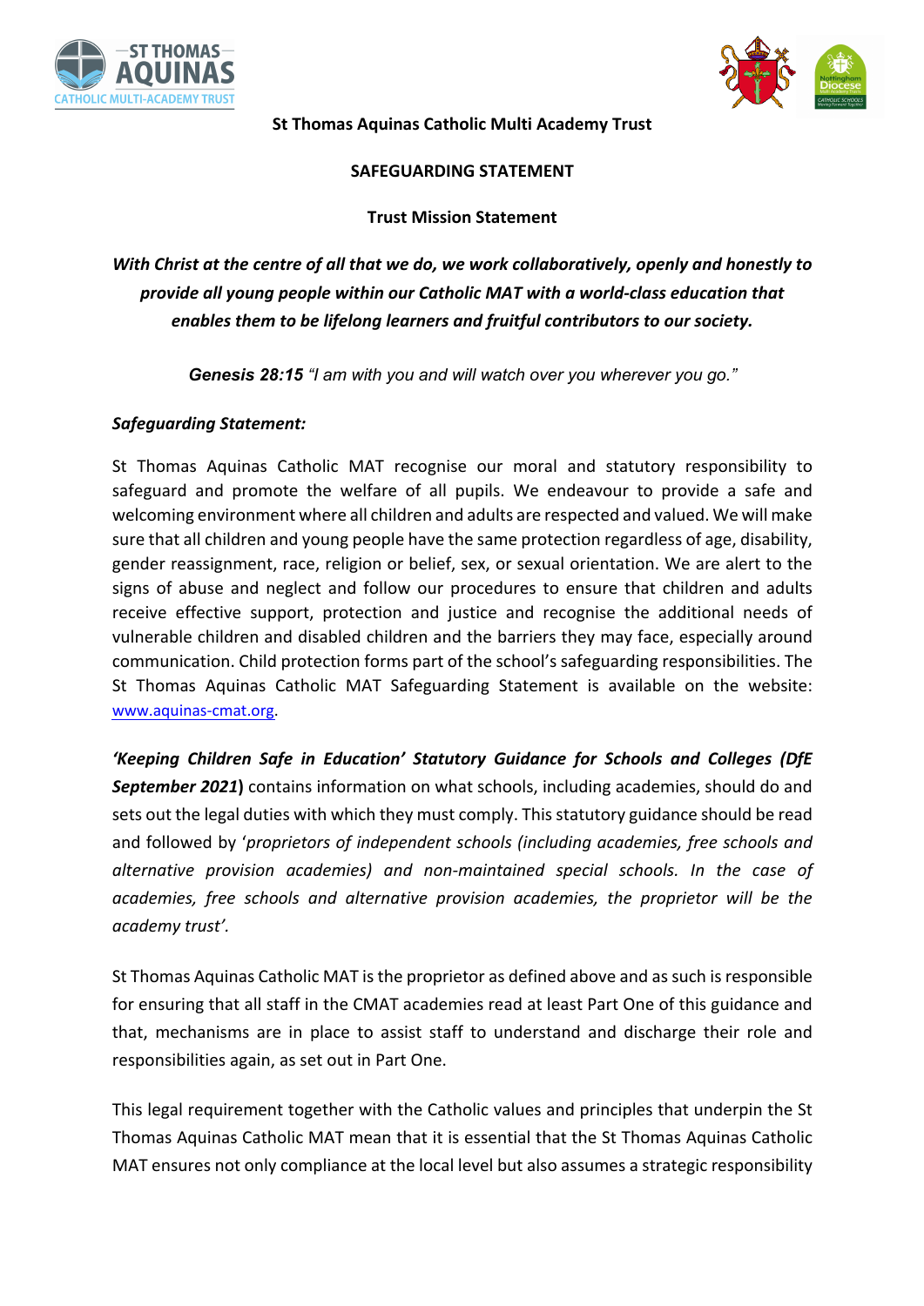**St Thomas Aquinas Catholic Multi Academy Trust**

**SAFEGUARDING STATEMENT**

**Trust Mission Statement**

***With Christ at the centre of all that we do, we work collaboratively, openly and honestly to provide all young people within our Catholic MAT with a world-class education that enables them to be lifelong learners and fruitful contributors to our society.***

***Genesis 28:15*** *"I am with you and will watch over you wherever you go."*

***Safeguarding Statement:***

St Thomas Aquinas Catholic MAT recognise our moral and statutory responsibility to safeguard and promote the welfare of all pupils. We endeavour to provide a safe and welcoming environment where all children and adults are respected and valued. We will make sure that all children and young people have the same protection regardless of age, disability, gender reassignment, race, religion or belief, sex, or sexual orientation. We are alert to the signs of abuse and neglect and follow our procedures to ensure that children and adults receive effective support, protection and justice and recognise the additional needs of vulnerable children and disabled children and the barriers they may face, especially around communication. Child protection forms part of the school's safeguarding responsibilities. The St Thomas Aquinas Catholic MAT Safeguarding Statement is available on the website: www.aquinas-cmat.org.

***'Keeping Children Safe in Education' Statutory Guidance for Schools and Colleges (DfE September 2021*)** contains information on what schools, including academies, should do and sets out the legal duties with which they must comply. This statutory guidance should be read and followed by '*proprietors of independent schools (including academies, free schools and alternative provision academies) and non-maintained special schools. In the case of academies, free schools and alternative provision academies, the proprietor will be the academy trust'.*

St Thomas Aquinas Catholic MAT is the proprietor as defined above and as such is responsible for ensuring that all staff in the CMAT academies read at least Part One of this guidance and that, mechanisms are in place to assist staff to understand and discharge their role and responsibilities again, as set out in Part One.

This legal requirement together with the Catholic values and principles that underpin the St Thomas Aquinas Catholic MAT mean that it is essential that the St Thomas Aquinas Catholic MAT ensures not only compliance at the local level but also assumes a strategic responsibility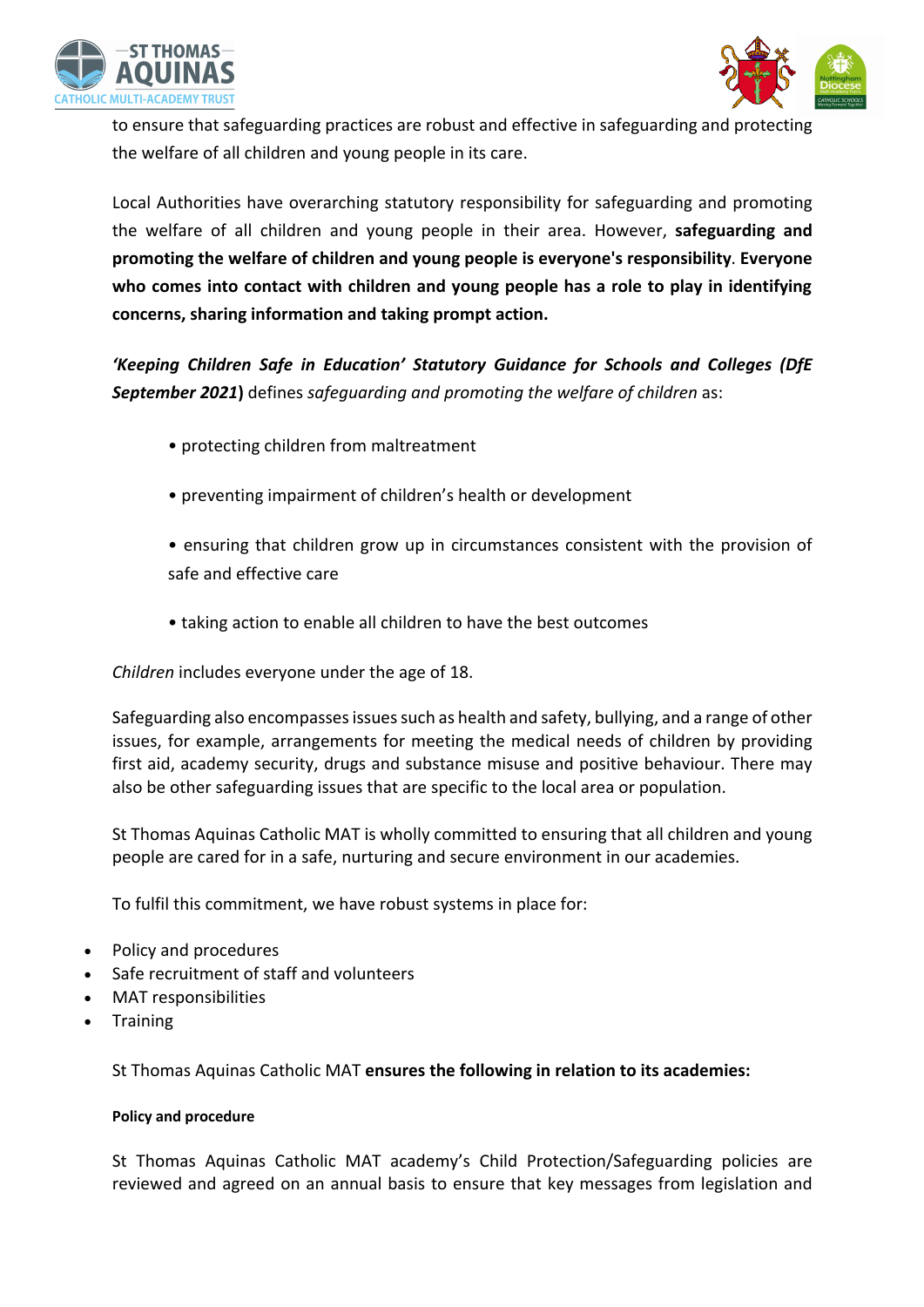to ensure that safeguarding practices are robust and effective in safeguarding and protecting the welfare of all children and young people in its care.

Local Authorities have overarching statutory responsibility for safeguarding and promoting the welfare of all children and young people in their area. However, **safeguarding and promoting the welfare of children and young people is everyone's responsibility**. **Everyone who comes into contact with children and young people has a role to play in identifying concerns, sharing information and taking prompt action.**

***'Keeping Children Safe in Education' Statutory Guidance for Schools and Colleges (DfE September 2021*)** defines *safeguarding and promoting the welfare of children* as:

- protecting children from maltreatment
- preventing impairment of children's health or development
- ensuring that children grow up in circumstances consistent with the provision of safe and effective care
- taking action to enable all children to have the best outcomes

*Children* includes everyone under the age of 18.

Safeguarding also encompasses issues such as health and safety, bullying, and a range of other issues, for example, arrangements for meeting the medical needs of children by providing first aid, academy security, drugs and substance misuse and positive behaviour. There may also be other safeguarding issues that are specific to the local area or population.

St Thomas Aquinas Catholic MAT is wholly committed to ensuring that all children and young people are cared for in a safe, nurturing and secure environment in our academies.

To fulfil this commitment, we have robust systems in place for:

- Policy and procedures
- Safe recruitment of staff and volunteers
- MAT responsibilities
- Training

St Thomas Aquinas Catholic MAT **ensures the following in relation to its academies:**

**Policy and procedure**

St Thomas Aquinas Catholic MAT academy's Child Protection/Safeguarding policies are reviewed and agreed on an annual basis to ensure that key messages from legislation and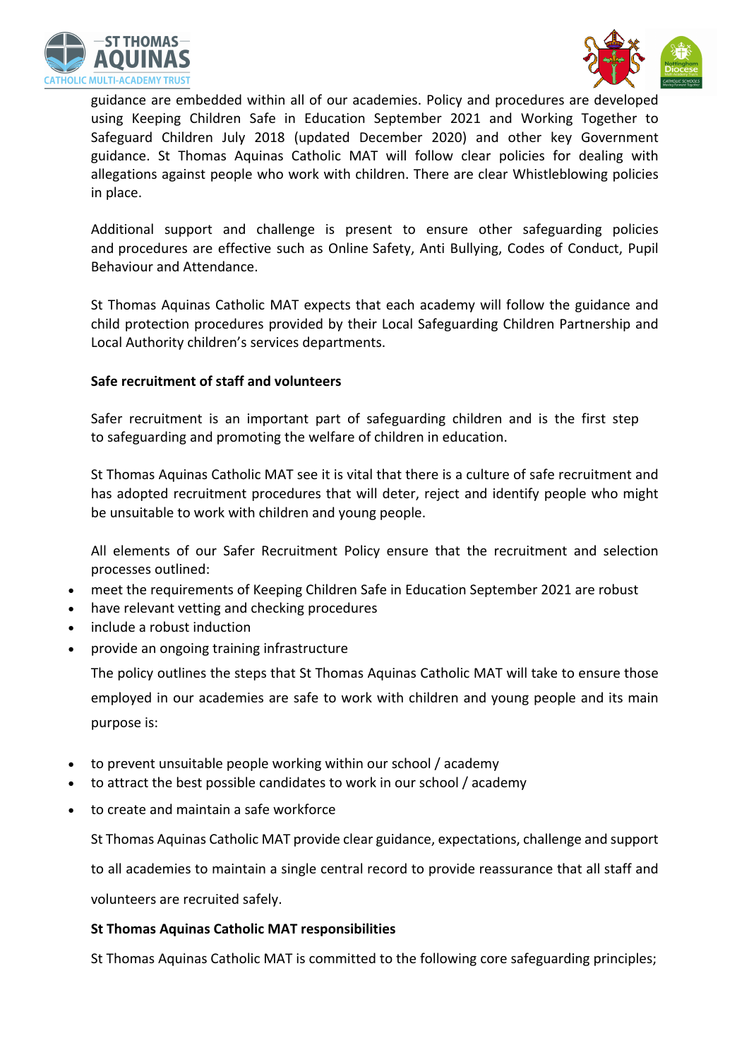guidance are embedded within all of our academies. Policy and procedures are developed using Keeping Children Safe in Education September 2021 and Working Together to Safeguard Children July 2018 (updated December 2020) and other key Government guidance. St Thomas Aquinas Catholic MAT will follow clear policies for dealing with allegations against people who work with children. There are clear Whistleblowing policies in place.

Additional support and challenge is present to ensure other safeguarding policies and procedures are effective such as Online Safety, Anti Bullying, Codes of Conduct, Pupil Behaviour and Attendance.

St Thomas Aquinas Catholic MAT expects that each academy will follow the guidance and child protection procedures provided by their Local Safeguarding Children Partnership and Local Authority children's services departments.

**Safe recruitment of staff and volunteers**

Safer recruitment is an important part of safeguarding children and is the first step to safeguarding and promoting the welfare of children in education.

St Thomas Aquinas Catholic MAT see it is vital that there is a culture of safe recruitment and has adopted recruitment procedures that will deter, reject and identify people who might be unsuitable to work with children and young people.

All elements of our Safer Recruitment Policy ensure that the recruitment and selection processes outlined:

- meet the requirements of Keeping Children Safe in Education September 2021 are robust
- have relevant vetting and checking procedures
- include a robust induction
- provide an ongoing training infrastructure

The policy outlines the steps that St Thomas Aquinas Catholic MAT will take to ensure those employed in our academies are safe to work with children and young people and its main purpose is:

- to prevent unsuitable people working within our school / academy
- to attract the best possible candidates to work in our school / academy
- to create and maintain a safe workforce

St Thomas Aquinas Catholic MAT provide clear guidance, expectations, challenge and support to all academies to maintain a single central record to provide reassurance that all staff and volunteers are recruited safely.

**St Thomas Aquinas Catholic MAT responsibilities**

St Thomas Aquinas Catholic MAT is committed to the following core safeguarding principles;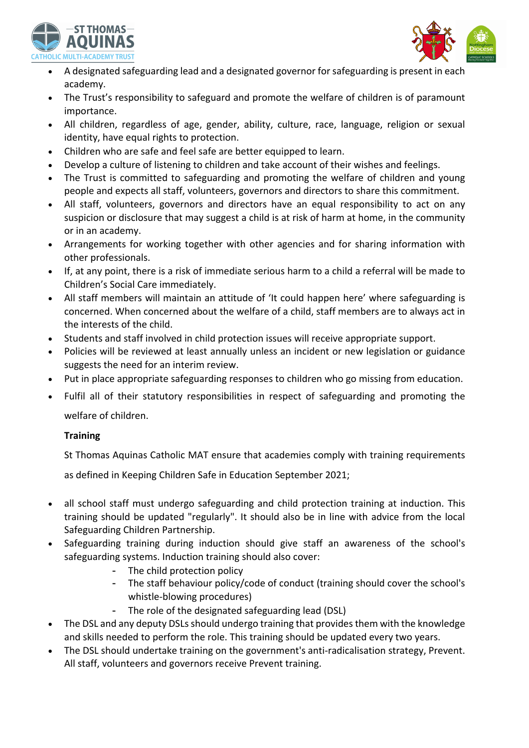- A designated safeguarding lead and a designated governor for safeguarding is present in each academy.
- The Trust's responsibility to safeguard and promote the welfare of children is of paramount importance.
- All children, regardless of age, gender, ability, culture, race, language, religion or sexual identity, have equal rights to protection.
- Children who are safe and feel safe are better equipped to learn.
- Develop a culture of listening to children and take account of their wishes and feelings.
- The Trust is committed to safeguarding and promoting the welfare of children and young people and expects all staff, volunteers, governors and directors to share this commitment.
- All staff, volunteers, governors and directors have an equal responsibility to act on any suspicion or disclosure that may suggest a child is at risk of harm at home, in the community or in an academy.
- Arrangements for working together with other agencies and for sharing information with other professionals.
- If, at any point, there is a risk of immediate serious harm to a child a referral will be made to Children's Social Care immediately.
- All staff members will maintain an attitude of 'It could happen here' where safeguarding is concerned. When concerned about the welfare of a child, staff members are to always act in the interests of the child.
- Students and staff involved in child protection issues will receive appropriate support.
- Policies will be reviewed at least annually unless an incident or new legislation or guidance suggests the need for an interim review.
- Put in place appropriate safeguarding responses to children who go missing from education.
- Fulfil all of their statutory responsibilities in respect of safeguarding and promoting the welfare of children.

**Training**

St Thomas Aquinas Catholic MAT ensure that academies comply with training requirements as defined in Keeping Children Safe in Education September 2021;

- all school staff must undergo safeguarding and child protection training at induction. This training should be updated "regularly". It should also be in line with advice from the local Safeguarding Children Partnership.
- Safeguarding training during induction should give staff an awareness of the school's safeguarding systems. Induction training should also cover:
  - The child protection policy
  - The staff behaviour policy/code of conduct (training should cover the school's whistle-blowing procedures)
  - The role of the designated safeguarding lead (DSL)
- The DSL and any deputy DSLs should undergo training that provides them with the knowledge and skills needed to perform the role. This training should be updated every two years.
- The DSL should undertake training on the government's anti-radicalisation strategy, Prevent. All staff, volunteers and governors receive Prevent training.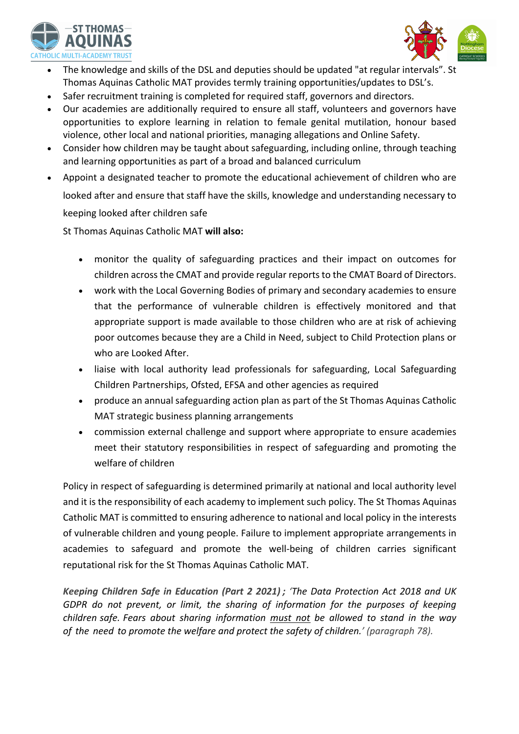- The knowledge and skills of the DSL and deputies should be updated "at regular intervals". St Thomas Aquinas Catholic MAT provides termly training opportunities/updates to DSL's.
- Safer recruitment training is completed for required staff, governors and directors.
- Our academies are additionally required to ensure all staff, volunteers and governors have opportunities to explore learning in relation to female genital mutilation, honour based violence, other local and national priorities, managing allegations and Online Safety.
- Consider how children may be taught about safeguarding, including online, through teaching and learning opportunities as part of a broad and balanced curriculum
- Appoint a designated teacher to promote the educational achievement of children who are looked after and ensure that staff have the skills, knowledge and understanding necessary to keeping looked after children safe

St Thomas Aquinas Catholic MAT **will also:**

- monitor the quality of safeguarding practices and their impact on outcomes for children across the CMAT and provide regular reports to the CMAT Board of Directors.
- work with the Local Governing Bodies of primary and secondary academies to ensure that the performance of vulnerable children is effectively monitored and that appropriate support is made available to those children who are at risk of achieving poor outcomes because they are a Child in Need, subject to Child Protection plans or who are Looked After.
- liaise with local authority lead professionals for safeguarding, Local Safeguarding Children Partnerships, Ofsted, EFSA and other agencies as required
- produce an annual safeguarding action plan as part of the St Thomas Aquinas Catholic MAT strategic business planning arrangements
- commission external challenge and support where appropriate to ensure academies meet their statutory responsibilities in respect of safeguarding and promoting the welfare of children

Policy in respect of safeguarding is determined primarily at national and local authority level and it is the responsibility of each academy to implement such policy. The St Thomas Aquinas Catholic MAT is committed to ensuring adherence to national and local policy in the interests of vulnerable children and young people. Failure to implement appropriate arrangements in academies to safeguard and promote the well-being of children carries significant reputational risk for the St Thomas Aquinas Catholic MAT.

***Keeping Children Safe in Education (Part 2 2021) ;*** *'The Data Protection Act 2018 and UK GDPR do not prevent, or limit, the sharing of information for the purposes of keeping children safe. Fears about sharing information must not be allowed to stand in the way of the need to promote the welfare and protect the safety of children.' (paragraph 78).*